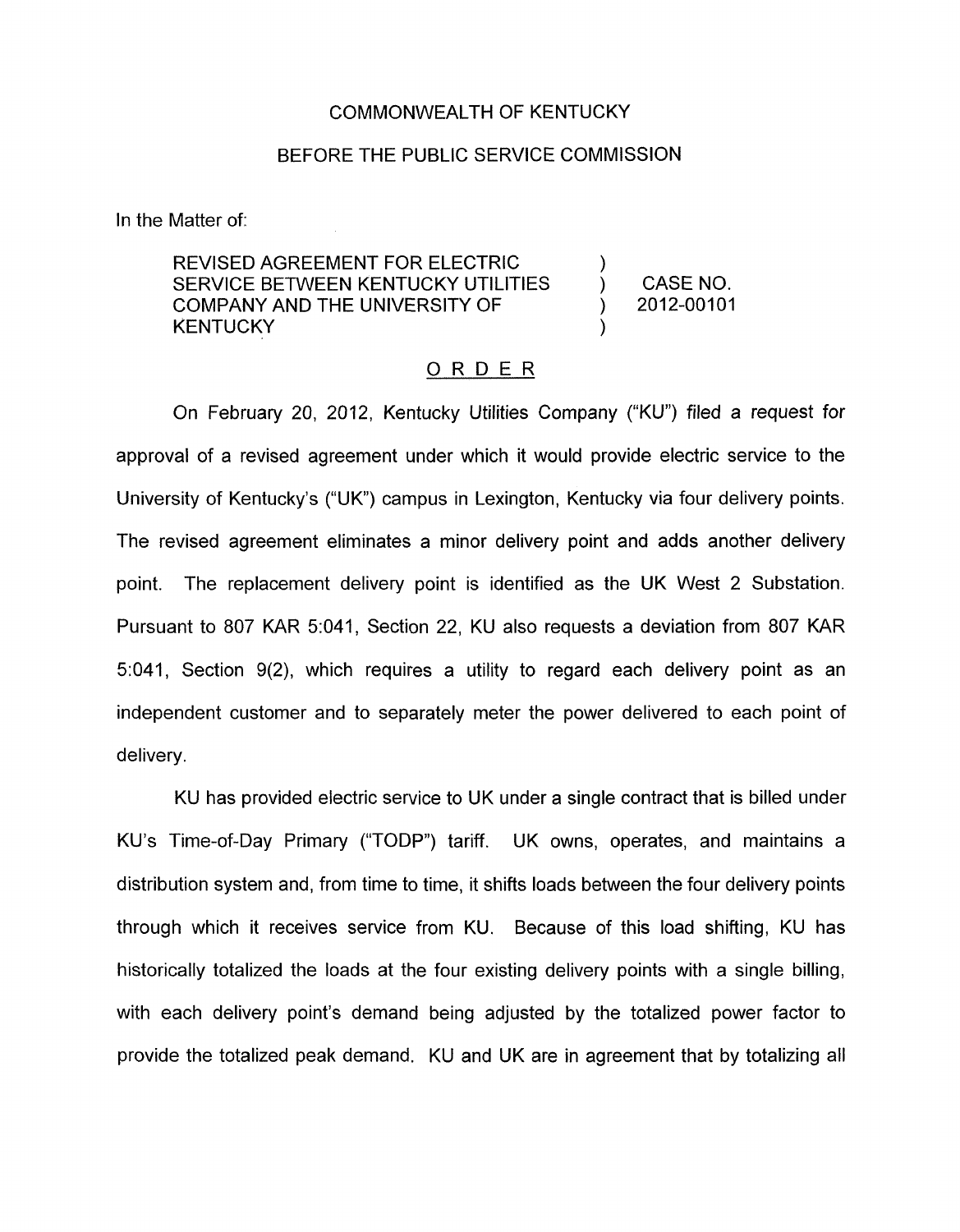COMMONWEALTH OF KENTUCKY

BEFORE THE PUBLIC SERVICE COMMISSION

In the Matter of:

| | | |
|---|---|---|
| REVISED AGREEMENT FOR ELECTRIC SERVICE BETWEEN KENTUCKY UTILITIES COMPANY AND THE UNIVERSITY OF KENTUCKY | ) ) ) ) | CASE NO. 2012-00101 |

## O R D E R

On February 20, 2012, Kentucky Utilities Company ("KU") filed a request for approval of a revised agreement under which it would provide electric service to the University of Kentucky's ("UK") campus in Lexington, Kentucky via four delivery points. The revised agreement eliminates a minor delivery point and adds another delivery point. The replacement delivery point is identified as the UK West 2 Substation. Pursuant to 807 KAR 5:041, Section 22, KU also requests a deviation from 807 KAR 5:041, Section 9(2), which requires a utility to regard each delivery point as an independent customer and to separately meter the power delivered to each point of delivery.

KU has provided electric service to UK under a single contract that is billed under KU's Time-of-Day Primary ("TODP") tariff. UK owns, operates, and maintains a distribution system and, from time to time, it shifts loads between the four delivery points through which it receives service from KU. Because of this load shifting, KU has historically totalized the loads at the four existing delivery points with a single billing, with each delivery point's demand being adjusted by the totalized power factor to provide the totalized peak demand. KU and UK are in agreement that by totalizing all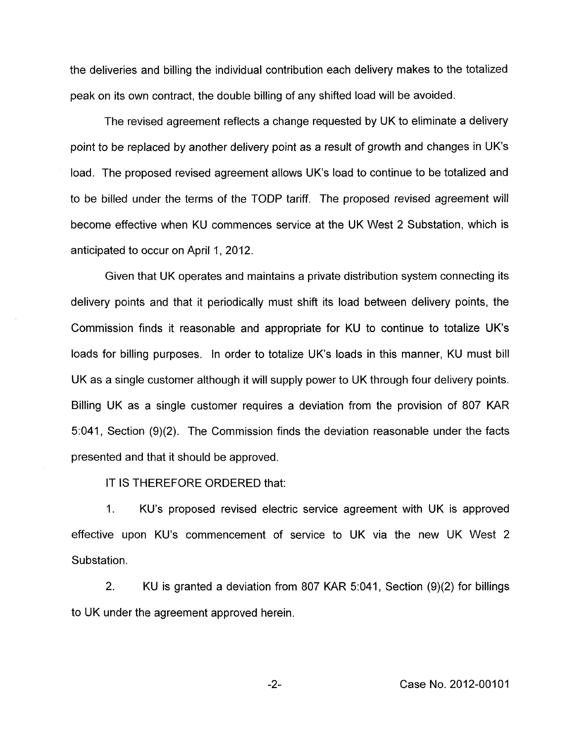the deliveries and billing the individual contribution each delivery makes to the totalized peak on its own contract, the double billing of any shifted load will be avoided.

The revised agreement reflects a change requested by UK to eliminate a delivery point to be replaced by another delivery point as a result of growth and changes in UK's load. The proposed revised agreement allows UK's load to continue to be totalized and to be billed under the terms of the TODP tariff. The proposed revised agreement will become effective when KU commences service at the UK West 2 Substation, which is anticipated to occur on April 1, 2012.

Given that UK operates and maintains a private distribution system connecting its delivery points and that it periodically must shift its load between delivery points, the Commission finds it reasonable and appropriate for KU to continue to totalize UK's loads for billing purposes. In order to totalize UK's loads in this manner, KU must bill UK as a single customer although it will supply power to UK through four delivery points. Billing UK as a single customer requires a deviation from the provision of 807 KAR 5:041, Section (9)(2). The Commission finds the deviation reasonable under the facts presented and that it should be approved.

IT IS THEREFORE ORDERED that:

1. KU's proposed revised electric service agreement with UK is approved effective upon KU's commencement of service to UK via the new UK West 2 Substation.

2. KU is granted a deviation from 807 KAR 5:041, Section (9)(2) for billings to UK under the agreement approved herein.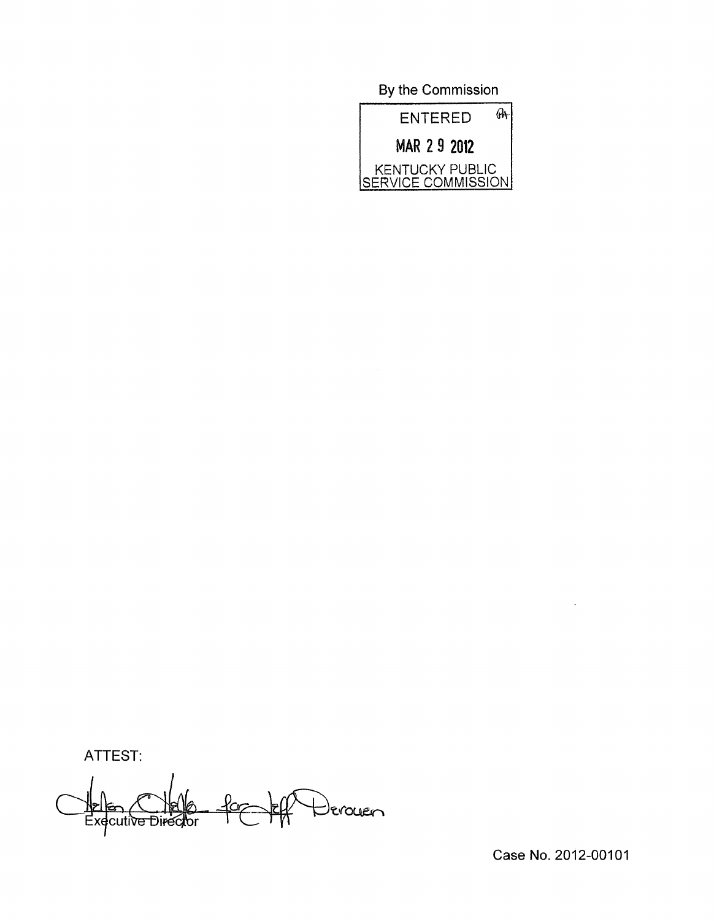By the Commission

ENTERED

MAR 29 2012

KENTUCKY PUBLIC SERVICE COMMISSION

ATTEST:

Executive Director

Case No. 2012-00101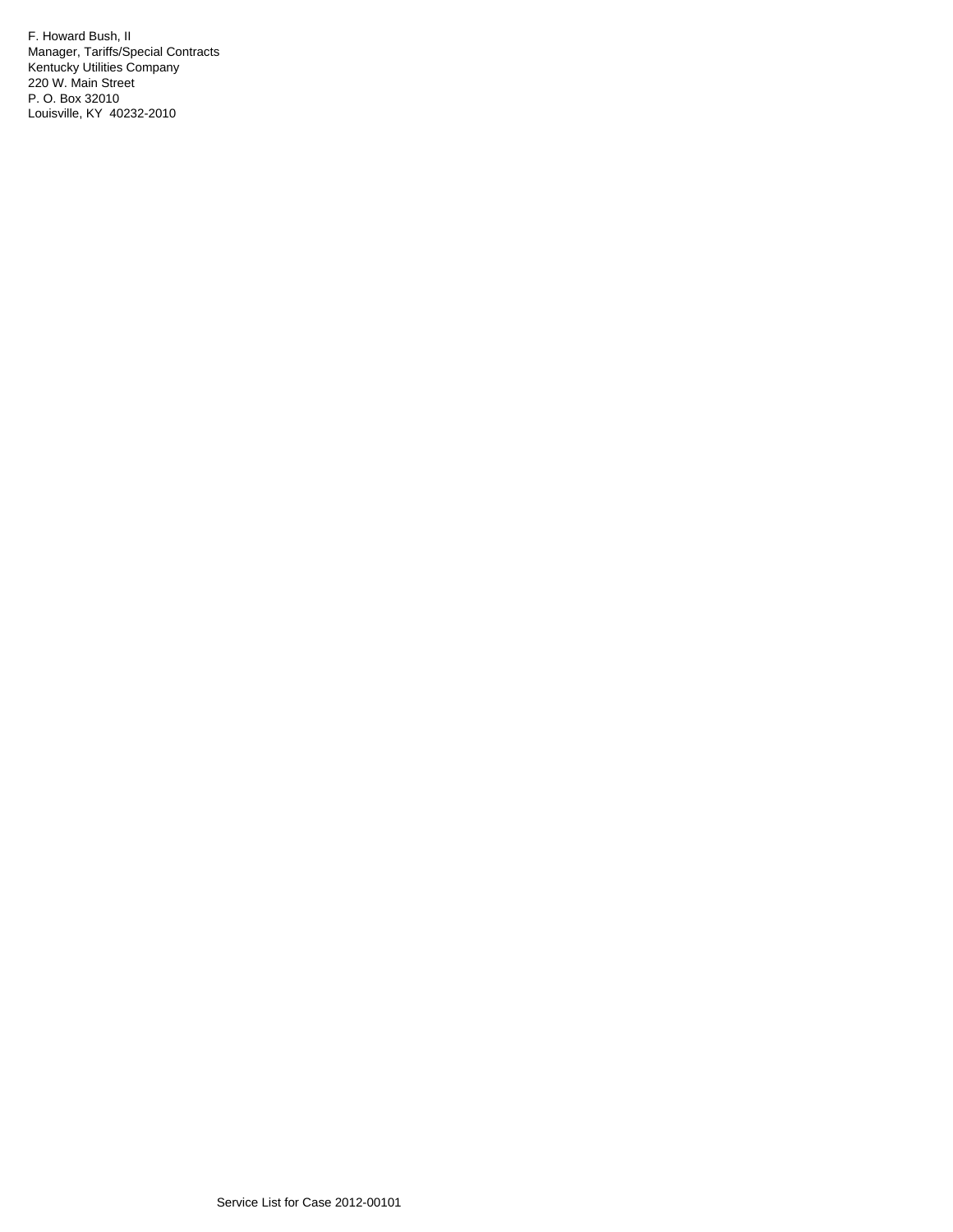F. Howard Bush, II
Manager, Tariffs/Special Contracts
Kentucky Utilities Company
220 W. Main Street
P. O. Box 32010
Louisville, KY 40232-2010